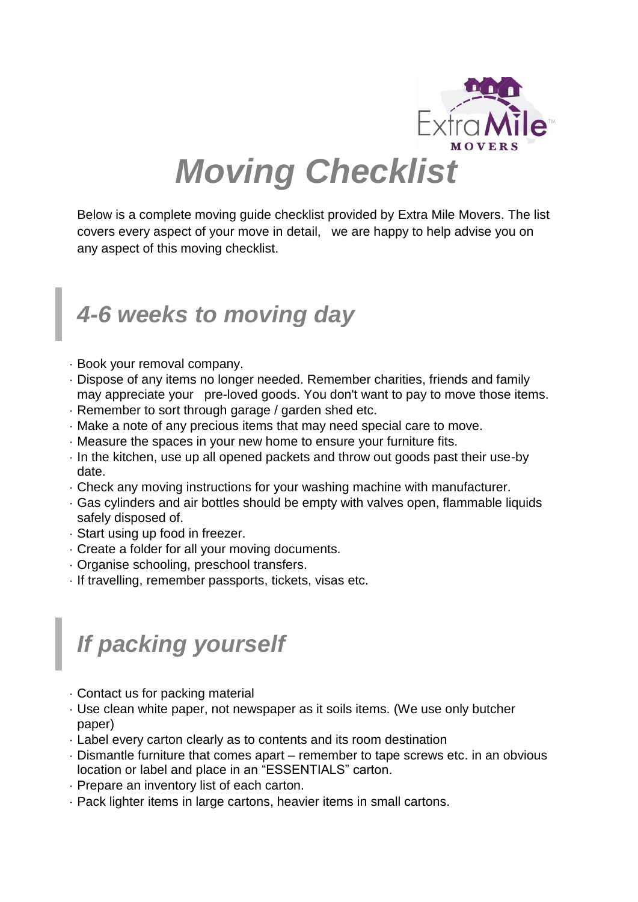# *Moving Checklist*

Below is a complete moving guide checklist provided by Extra Mile Movers. The list covers every aspect of your move in detail, we are happy to help advise you on any aspect of this moving checklist.

## *4-6 weeks to moving day*

- Book your removal company.
- Dispose of any items no longer needed. Remember charities, friends and family may appreciate your pre-loved goods. You don't want to pay to move those items.
- Remember to sort through garage / garden shed etc.
- Make a note of any precious items that may need special care to move.
- Measure the spaces in your new home to ensure your furniture fits.
- In the kitchen, use up all opened packets and throw out goods past their use-by date.
- Check any moving instructions for your washing machine with manufacturer.
- Gas cylinders and air bottles should be empty with valves open, flammable liquids safely disposed of.
- Start using up food in freezer.
- Create a folder for all your moving documents.
- Organise schooling, preschool transfers.
- If travelling, remember passports, tickets, visas etc.

## *If packing yourself*

- Contact us for packing material
- Use clean white paper, not newspaper as it soils items. (We use only butcher paper)
- Label every carton clearly as to contents and its room destination
- Dismantle furniture that comes apart – remember to tape screws etc. in an obvious location or label and place in an "ESSENTIALS" carton.
- Prepare an inventory list of each carton.
- Pack lighter items in large cartons, heavier items in small cartons.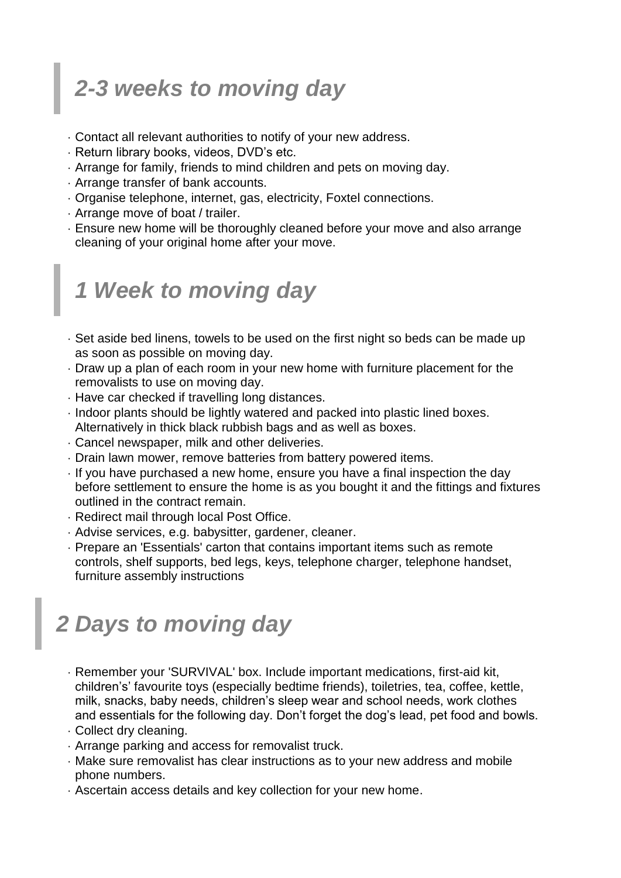## *2-3 weeks to moving day*

- Contact all relevant authorities to notify of your new address.
- Return library books, videos, DVD's etc.
- Arrange for family, friends to mind children and pets on moving day.
- Arrange transfer of bank accounts.
- Organise telephone, internet, gas, electricity, Foxtel connections.
- Arrange move of boat / trailer.
- Ensure new home will be thoroughly cleaned before your move and also arrange cleaning of your original home after your move.

## *1 Week to moving day*

- Set aside bed linens, towels to be used on the first night so beds can be made up as soon as possible on moving day.
- Draw up a plan of each room in your new home with furniture placement for the removalists to use on moving day.
- Have car checked if travelling long distances.
- Indoor plants should be lightly watered and packed into plastic lined boxes. Alternatively in thick black rubbish bags and as well as boxes.
- Cancel newspaper, milk and other deliveries.
- Drain lawn mower, remove batteries from battery powered items.
- If you have purchased a new home, ensure you have a final inspection the day before settlement to ensure the home is as you bought it and the fittings and fixtures outlined in the contract remain.
- Redirect mail through local Post Office.
- Advise services, e.g. babysitter, gardener, cleaner.
- Prepare an 'Essentials' carton that contains important items such as remote controls, shelf supports, bed legs, keys, telephone charger, telephone handset, furniture assembly instructions

## *2 Days to moving day*

- Remember your 'SURVIVAL' box. Include important medications, first-aid kit, children's' favourite toys (especially bedtime friends), toiletries, tea, coffee, kettle, milk, snacks, baby needs, children's sleep wear and school needs, work clothes and essentials for the following day. Don't forget the dog's lead, pet food and bowls.
- Collect dry cleaning.
- Arrange parking and access for removalist truck.
- Make sure removalist has clear instructions as to your new address and mobile phone numbers.
- Ascertain access details and key collection for your new home.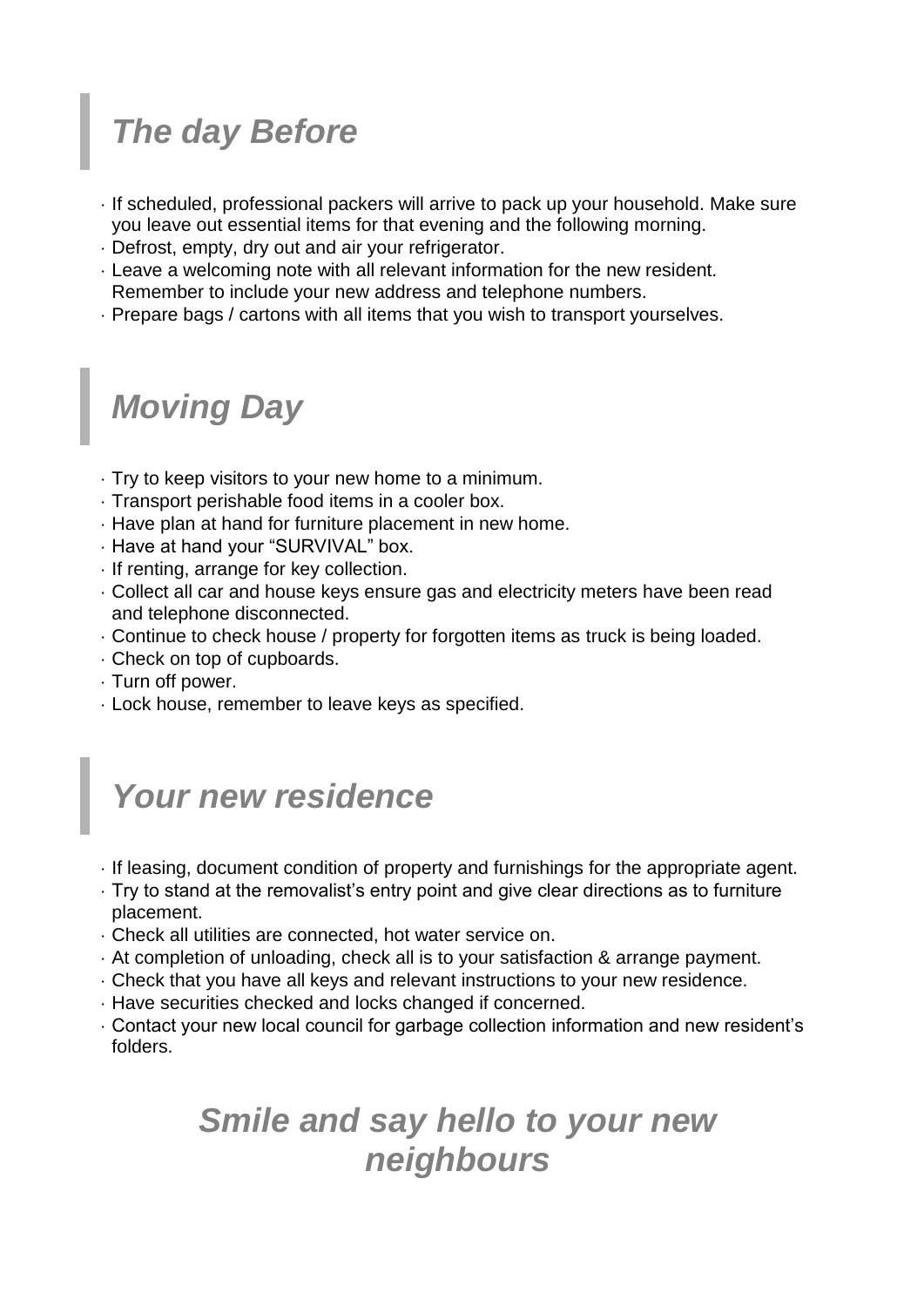## *The day Before*

- If scheduled, professional packers will arrive to pack up your household. Make sure you leave out essential items for that evening and the following morning.
- Defrost, empty, dry out and air your refrigerator.
- Leave a welcoming note with all relevant information for the new resident. Remember to include your new address and telephone numbers.
- Prepare bags / cartons with all items that you wish to transport yourselves.

## *Moving Day*

- Try to keep visitors to your new home to a minimum.
- Transport perishable food items in a cooler box.
- Have plan at hand for furniture placement in new home.
- Have at hand your “SURVIVAL” box.
- If renting, arrange for key collection.
- Collect all car and house keys ensure gas and electricity meters have been read and telephone disconnected.
- Continue to check house / property for forgotten items as truck is being loaded.
- Check on top of cupboards.
- Turn off power.
- Lock house, remember to leave keys as specified.

## *Your new residence*

- If leasing, document condition of property and furnishings for the appropriate agent.
- Try to stand at the removalist’s entry point and give clear directions as to furniture placement.
- Check all utilities are connected, hot water service on.
- At completion of unloading, check all is to your satisfaction & arrange payment.
- Check that you have all keys and relevant instructions to your new residence.
- Have securities checked and locks changed if concerned.
- Contact your new local council for garbage collection information and new resident’s folders.

## *Smile and say hello to your new neighbours*